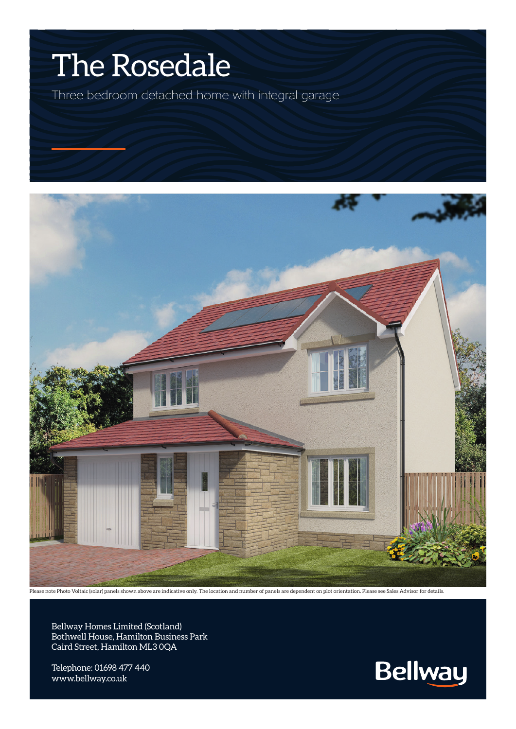# The Rosedale

Three bedroom detached home with integral garage

Please note Photo Voltaic (solar) panels shown above are indicative only. The location and number of panels are dependent on plot orientation. Please see Sales Advisor for details.

Bellway Homes Limited (Scotland)
Bothwell House, Hamilton Business Park
Caird Street, Hamilton ML3 0QA

Telephone: 01698 477 440
www.bellway.co.uk

Bellway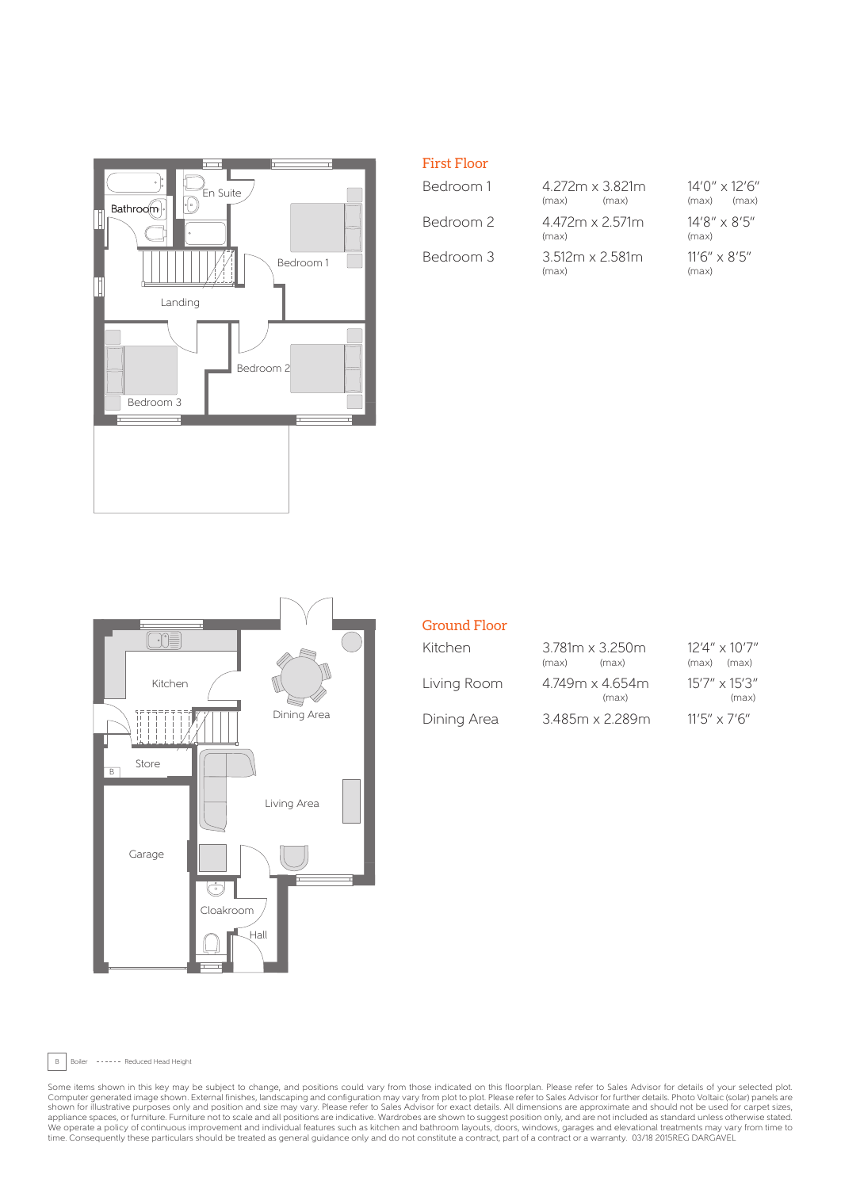## First Floor

| | | |
|---|---|---|
| Bedroom 1 | 4.272m x 3.821m (max) (max) | 14'0" x 12'6" (max) (max) |
| Bedroom 2 | 4.472m x 2.571m (max) | 14'8" x 8'5" (max) |
| Bedroom 3 | 3.512m x 2.581m (max) | 11'6" x 8'5" (max) |

## Ground Floor

| | | |
|---|---|---|
| Kitchen | 3.781m x 3.250m (max) (max) | 12'4" x 10'7" (max) (max) |
| Living Room | 4.749m x 4.654m (max) | 15'7" x 15'3" (max) |
| Dining Area | 3.485m x 2.289m | 11'5" x 7'6" |

B Boiler ------ Reduced Head Height

Some items shown in this key may be subject to change, and positions could vary from those indicated on this floorplan. Please refer to Sales Advisor for details of your selected plot. Computer generated image shown. External finishes, landscaping and configuration may vary from plot to plot. Please refer to Sales Advisor for further details. Photo Voltaic (solar) panels are shown for illustrative purposes only and position and size may vary. Please refer to Sales Advisor for exact details. All dimensions are approximate and should not be used for carpet sizes, appliance spaces, or furniture. Furniture not to scale and all positions are indicative. Wardrobes are shown to suggest position only, and are not included as standard unless otherwise stated. We operate a policy of continuous improvement and individual features such as kitchen and bathroom layouts, doors, windows, garages and elevational treatments may vary from time to time. Consequently these particulars should be treated as general guidance only and do not constitute a contract, part of a contract or a warranty. 03/18 2015REG DARGAVEL